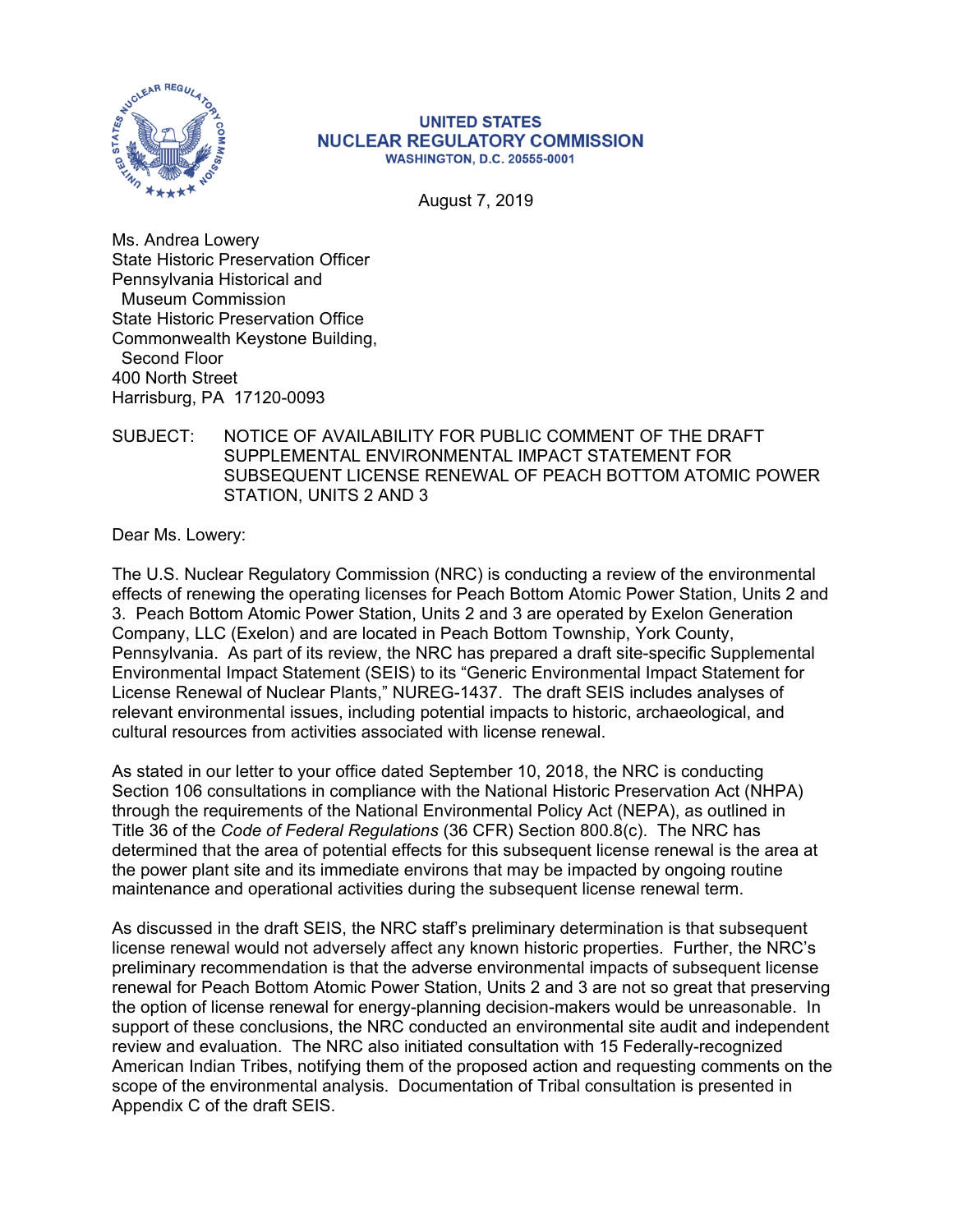**UNITED STATES**
**NUCLEAR REGULATORY COMMISSION**
**WASHINGTON, D.C. 20555-0001**

August 7, 2019

Ms. Andrea Lowery
State Historic Preservation Officer
Pennsylvania Historical and
Museum Commission
State Historic Preservation Office
Commonwealth Keystone Building,
Second Floor
400 North Street
Harrisburg, PA 17120-0093

SUBJECT: NOTICE OF AVAILABILITY FOR PUBLIC COMMENT OF THE DRAFT SUPPLEMENTAL ENVIRONMENTAL IMPACT STATEMENT FOR SUBSEQUENT LICENSE RENEWAL OF PEACH BOTTOM ATOMIC POWER STATION, UNITS 2 AND 3

Dear Ms. Lowery:

The U.S. Nuclear Regulatory Commission (NRC) is conducting a review of the environmental effects of renewing the operating licenses for Peach Bottom Atomic Power Station, Units 2 and 3. Peach Bottom Atomic Power Station, Units 2 and 3 are operated by Exelon Generation Company, LLC (Exelon) and are located in Peach Bottom Township, York County, Pennsylvania. As part of its review, the NRC has prepared a draft site-specific Supplemental Environmental Impact Statement (SEIS) to its "Generic Environmental Impact Statement for License Renewal of Nuclear Plants," NUREG-1437. The draft SEIS includes analyses of relevant environmental issues, including potential impacts to historic, archaeological, and cultural resources from activities associated with license renewal.

As stated in our letter to your office dated September 10, 2018, the NRC is conducting Section 106 consultations in compliance with the National Historic Preservation Act (NHPA) through the requirements of the National Environmental Policy Act (NEPA), as outlined in Title 36 of the *Code of Federal Regulations* (36 CFR) Section 800.8(c). The NRC has determined that the area of potential effects for this subsequent license renewal is the area at the power plant site and its immediate environs that may be impacted by ongoing routine maintenance and operational activities during the subsequent license renewal term.

As discussed in the draft SEIS, the NRC staff's preliminary determination is that subsequent license renewal would not adversely affect any known historic properties. Further, the NRC's preliminary recommendation is that the adverse environmental impacts of subsequent license renewal for Peach Bottom Atomic Power Station, Units 2 and 3 are not so great that preserving the option of license renewal for energy-planning decision-makers would be unreasonable. In support of these conclusions, the NRC conducted an environmental site audit and independent review and evaluation. The NRC also initiated consultation with 15 Federally-recognized American Indian Tribes, notifying them of the proposed action and requesting comments on the scope of the environmental analysis. Documentation of Tribal consultation is presented in Appendix C of the draft SEIS.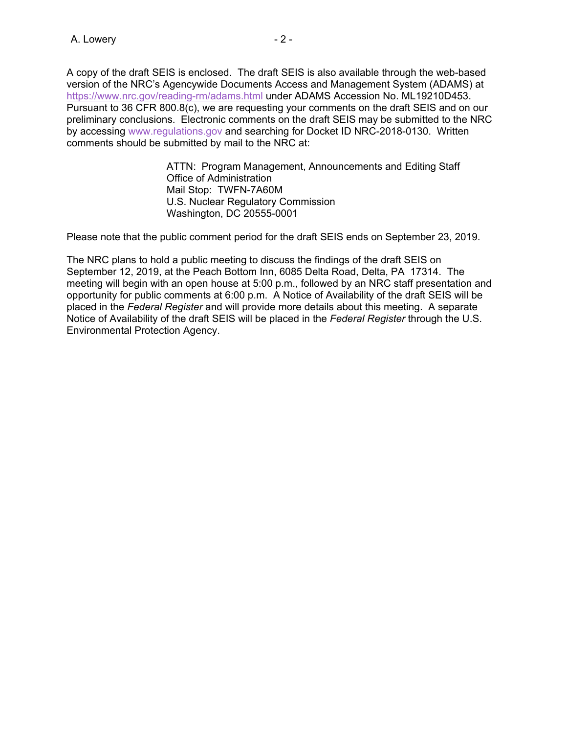A copy of the draft SEIS is enclosed. The draft SEIS is also available through the web-based version of the NRC's Agencywide Documents Access and Management System (ADAMS) at https://www.nrc.gov/reading-rm/adams.html under ADAMS Accession No. ML19210D453. Pursuant to 36 CFR 800.8(c), we are requesting your comments on the draft SEIS and on our preliminary conclusions. Electronic comments on the draft SEIS may be submitted to the NRC by accessing www.regulations.gov and searching for Docket ID NRC-2018-0130. Written comments should be submitted by mail to the NRC at:

> ATTN: Program Management, Announcements and Editing Staff
> Office of Administration
> Mail Stop: TWFN-7A60M
> U.S. Nuclear Regulatory Commission
> Washington, DC 20555-0001

Please note that the public comment period for the draft SEIS ends on September 23, 2019.

The NRC plans to hold a public meeting to discuss the findings of the draft SEIS on September 12, 2019, at the Peach Bottom Inn, 6085 Delta Road, Delta, PA 17314. The meeting will begin with an open house at 5:00 p.m., followed by an NRC staff presentation and opportunity for public comments at 6:00 p.m. A Notice of Availability of the draft SEIS will be placed in the *Federal Register* and will provide more details about this meeting. A separate Notice of Availability of the draft SEIS will be placed in the *Federal Register* through the U.S. Environmental Protection Agency.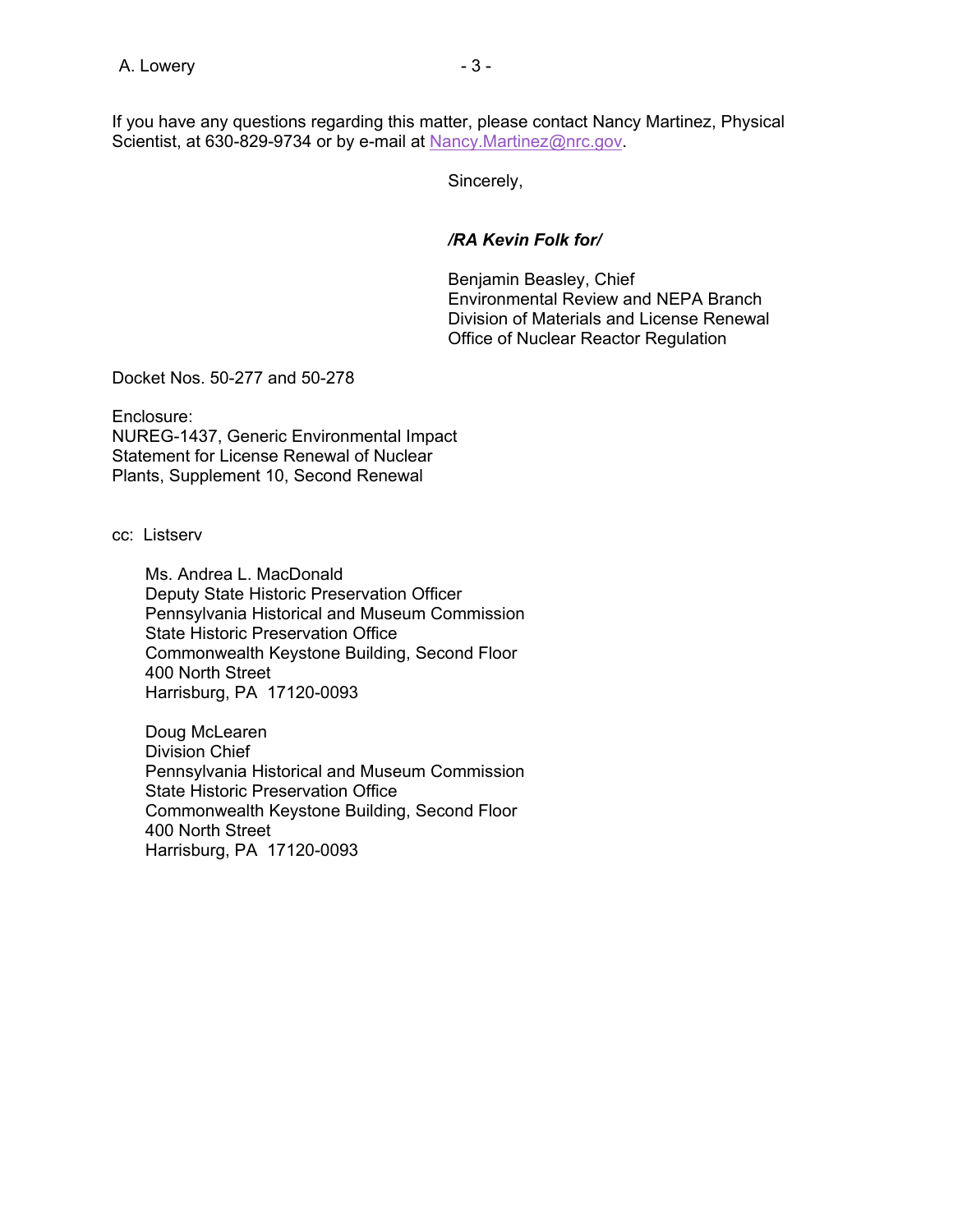If you have any questions regarding this matter, please contact Nancy Martinez, Physical Scientist, at 630-829-9734 or by e-mail at Nancy.Martinez@nrc.gov.

Sincerely,

*/RA Kevin Folk for/*

Benjamin Beasley, Chief
Environmental Review and NEPA Branch
Division of Materials and License Renewal
Office of Nuclear Reactor Regulation

Docket Nos. 50-277 and 50-278

Enclosure:
NUREG-1437, Generic Environmental Impact Statement for License Renewal of Nuclear Plants, Supplement 10, Second Renewal

cc: Listserv

Ms. Andrea L. MacDonald
Deputy State Historic Preservation Officer
Pennsylvania Historical and Museum Commission
State Historic Preservation Office
Commonwealth Keystone Building, Second Floor
400 North Street
Harrisburg, PA 17120-0093

Doug McLearen
Division Chief
Pennsylvania Historical and Museum Commission
State Historic Preservation Office
Commonwealth Keystone Building, Second Floor
400 North Street
Harrisburg, PA 17120-0093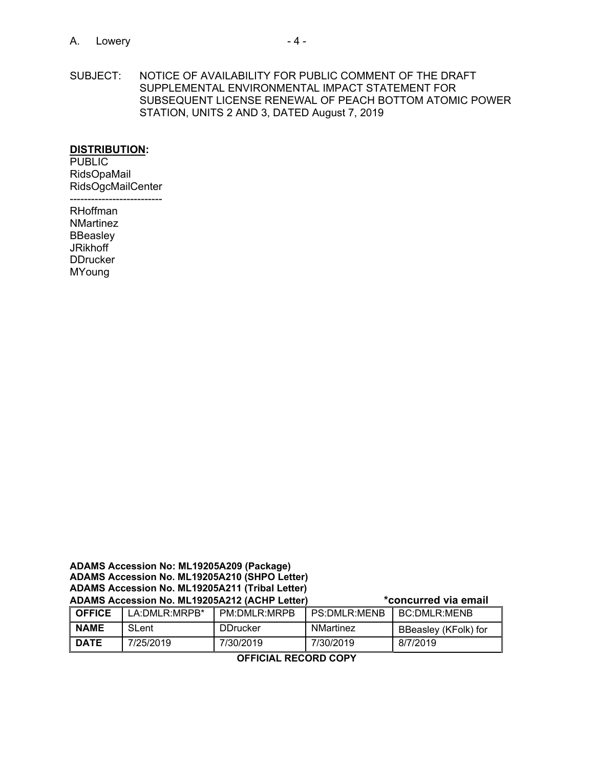SUBJECT: NOTICE OF AVAILABILITY FOR PUBLIC COMMENT OF THE DRAFT SUPPLEMENTAL ENVIRONMENTAL IMPACT STATEMENT FOR SUBSEQUENT LICENSE RENEWAL OF PEACH BOTTOM ATOMIC POWER STATION, UNITS 2 AND 3, DATED August 7, 2019

**DISTRIBUTION:**

PUBLIC
RidsOpaMail
RidsOgcMailCenter
-------------------------
RHoffman
NMartinez
BBeasley
JRikhoff
DDrucker
MYoung

**ADAMS Accession No: ML19205A209 (Package)**
**ADAMS Accession No. ML19205A210 (SHPO Letter)**
**ADAMS Accession No. ML19205A211 (Tribal Letter)**
**ADAMS Accession No. ML19205A212 (ACHP Letter)** **\*concurred via email**

| **OFFICE** | LA:DMLR:MRPB* | PM:DMLR:MRPB | PS:DMLR:MENB | BC:DMLR:MENB |
|---|---|---|---|---|
| **NAME** | SLent | DDrucker | NMartinez | BBeasley (KFolk) for |
| **DATE** | 7/25/2019 | 7/30/2019 | 7/30/2019 | 8/7/2019 |

**OFFICIAL RECORD COPY**